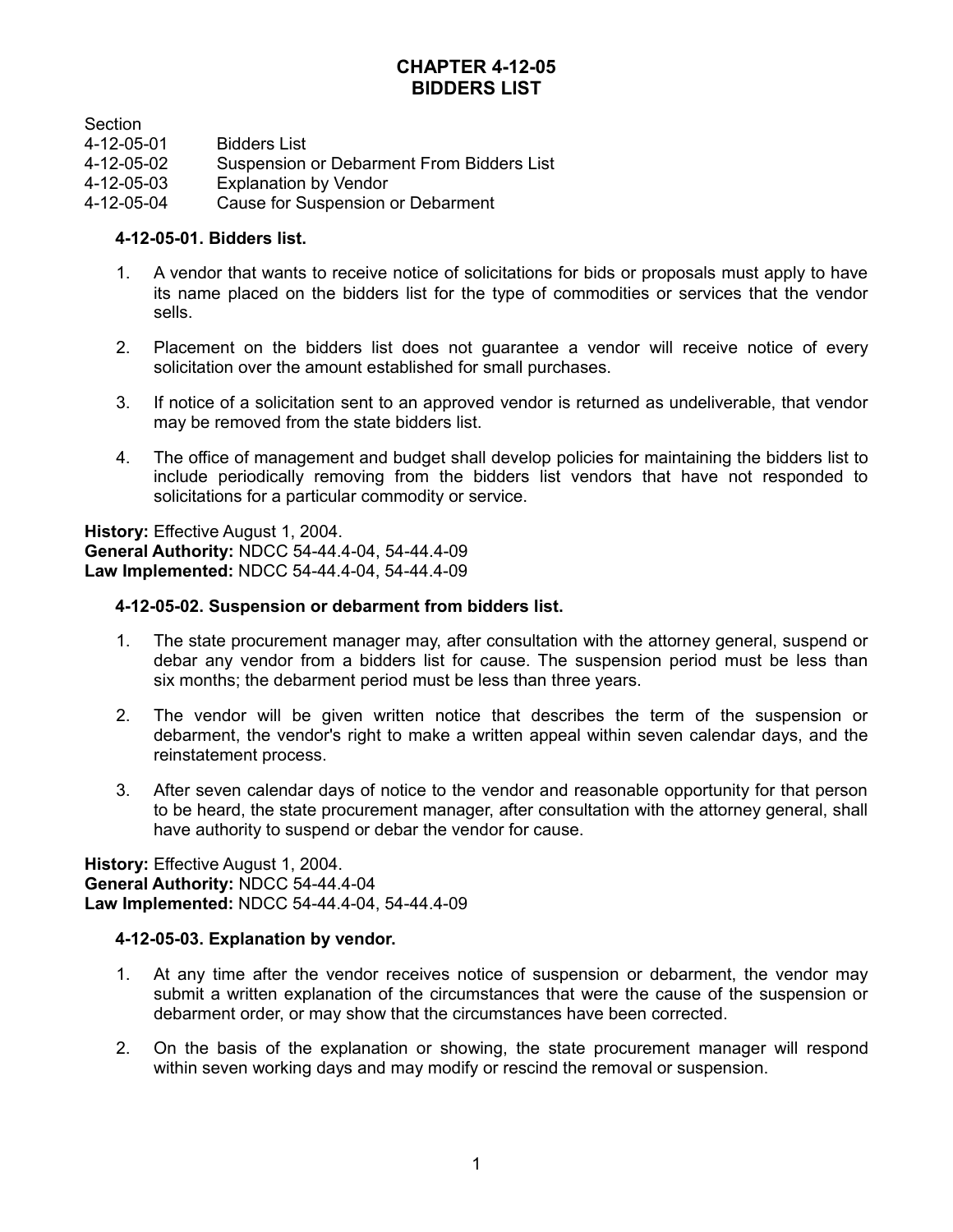# CHAPTER 4-12-05
# BIDDERS LIST

| Section | |
|---|---|
| 4-12-05-01 | Bidders List |
| 4-12-05-02 | Suspension or Debarment From Bidders List |
| 4-12-05-03 | Explanation by Vendor |
| 4-12-05-04 | Cause for Suspension or Debarment |

**4-12-05-01. Bidders list.**

1. A vendor that wants to receive notice of solicitations for bids or proposals must apply to have its name placed on the bidders list for the type of commodities or services that the vendor sells.

2. Placement on the bidders list does not guarantee a vendor will receive notice of every solicitation over the amount established for small purchases.

3. If notice of a solicitation sent to an approved vendor is returned as undeliverable, that vendor may be removed from the state bidders list.

4. The office of management and budget shall develop policies for maintaining the bidders list to include periodically removing from the bidders list vendors that have not responded to solicitations for a particular commodity or service.

**History:** Effective August 1, 2004.
**General Authority:** NDCC 54-44.4-04, 54-44.4-09
**Law Implemented:** NDCC 54-44.4-04, 54-44.4-09

**4-12-05-02. Suspension or debarment from bidders list.**

1. The state procurement manager may, after consultation with the attorney general, suspend or debar any vendor from a bidders list for cause. The suspension period must be less than six months; the debarment period must be less than three years.

2. The vendor will be given written notice that describes the term of the suspension or debarment, the vendor's right to make a written appeal within seven calendar days, and the reinstatement process.

3. After seven calendar days of notice to the vendor and reasonable opportunity for that person to be heard, the state procurement manager, after consultation with the attorney general, shall have authority to suspend or debar the vendor for cause.

**History:** Effective August 1, 2004.
**General Authority:** NDCC 54-44.4-04
**Law Implemented:** NDCC 54-44.4-04, 54-44.4-09

**4-12-05-03. Explanation by vendor.**

1. At any time after the vendor receives notice of suspension or debarment, the vendor may submit a written explanation of the circumstances that were the cause of the suspension or debarment order, or may show that the circumstances have been corrected.

2. On the basis of the explanation or showing, the state procurement manager will respond within seven working days and may modify or rescind the removal or suspension.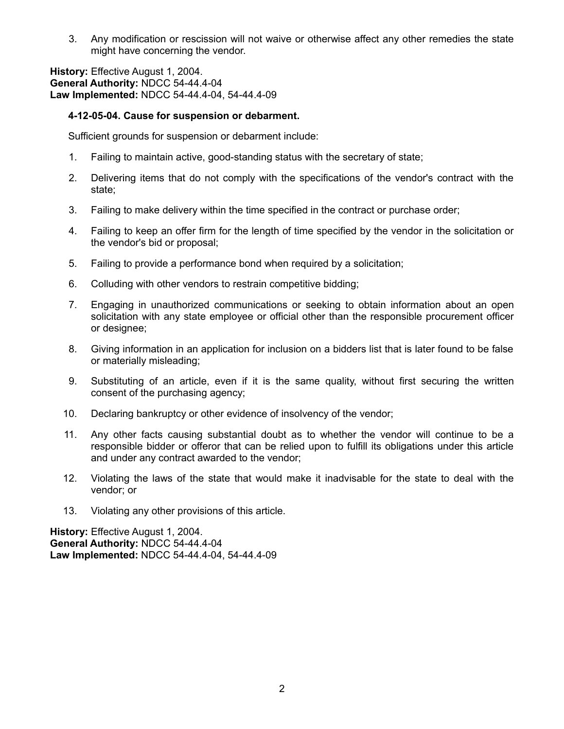3. Any modification or rescission will not waive or otherwise affect any other remedies the state might have concerning the vendor.

**History:** Effective August 1, 2004.
**General Authority:** NDCC 54-44.4-04
**Law Implemented:** NDCC 54-44.4-04, 54-44.4-09

**4-12-05-04. Cause for suspension or debarment.**

Sufficient grounds for suspension or debarment include:

1. Failing to maintain active, good-standing status with the secretary of state;
2. Delivering items that do not comply with the specifications of the vendor's contract with the state;
3. Failing to make delivery within the time specified in the contract or purchase order;
4. Failing to keep an offer firm for the length of time specified by the vendor in the solicitation or the vendor's bid or proposal;
5. Failing to provide a performance bond when required by a solicitation;
6. Colluding with other vendors to restrain competitive bidding;
7. Engaging in unauthorized communications or seeking to obtain information about an open solicitation with any state employee or official other than the responsible procurement officer or designee;
8. Giving information in an application for inclusion on a bidders list that is later found to be false or materially misleading;
9. Substituting of an article, even if it is the same quality, without first securing the written consent of the purchasing agency;
10. Declaring bankruptcy or other evidence of insolvency of the vendor;
11. Any other facts causing substantial doubt as to whether the vendor will continue to be a responsible bidder or offeror that can be relied upon to fulfill its obligations under this article and under any contract awarded to the vendor;
12. Violating the laws of the state that would make it inadvisable for the state to deal with the vendor; or
13. Violating any other provisions of this article.

**History:** Effective August 1, 2004.
**General Authority:** NDCC 54-44.4-04
**Law Implemented:** NDCC 54-44.4-04, 54-44.4-09